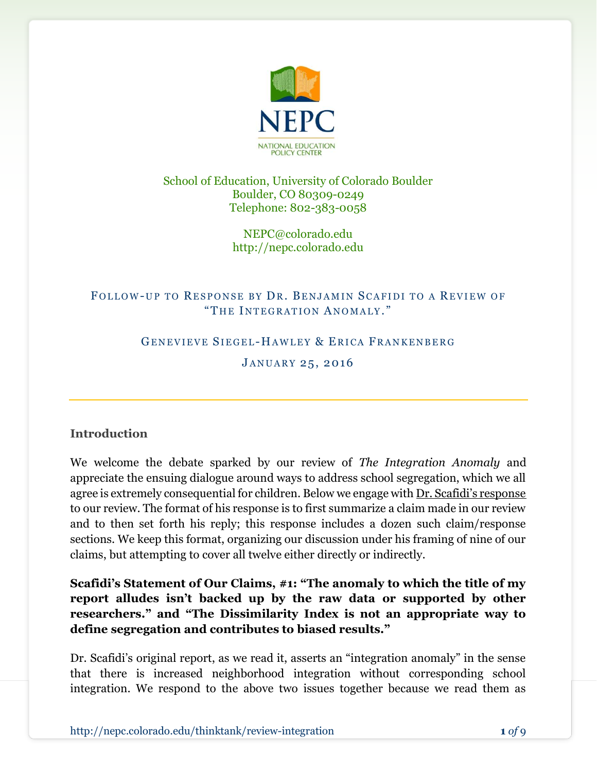NEPC

NATIONAL EDUCATION POLICY CENTER

School of Education, University of Colorado Boulder
Boulder, CO 80309-0249
Telephone: 802-383-0058

NEPC@colorado.edu
http://nepc.colorado.edu

# Follow-up to Response by Dr. Benjamin Scafidi to a Review of "The Integration Anomaly."

Genevieve Siegel-Hawley & Erica Frankenberg

January 25, 2016

## Introduction

We welcome the debate sparked by our review of *The Integration Anomaly* and appreciate the ensuing dialogue around ways to address school segregation, which we all agree is extremely consequential for children. Below we engage with Dr. Scafidi's response to our review. The format of his response is to first summarize a claim made in our review and to then set forth his reply; this response includes a dozen such claim/response sections. We keep this format, organizing our discussion under his framing of nine of our claims, but attempting to cover all twelve either directly or indirectly.

**Scafidi's Statement of Our Claims, #1: "The anomaly to which the title of my report alludes isn't backed up by the raw data or supported by other researchers." and "The Dissimilarity Index is not an appropriate way to define segregation and contributes to biased results."**

Dr. Scafidi's original report, as we read it, asserts an "integration anomaly" in the sense that there is increased neighborhood integration without corresponding school integration. We respond to the above two issues together because we read them as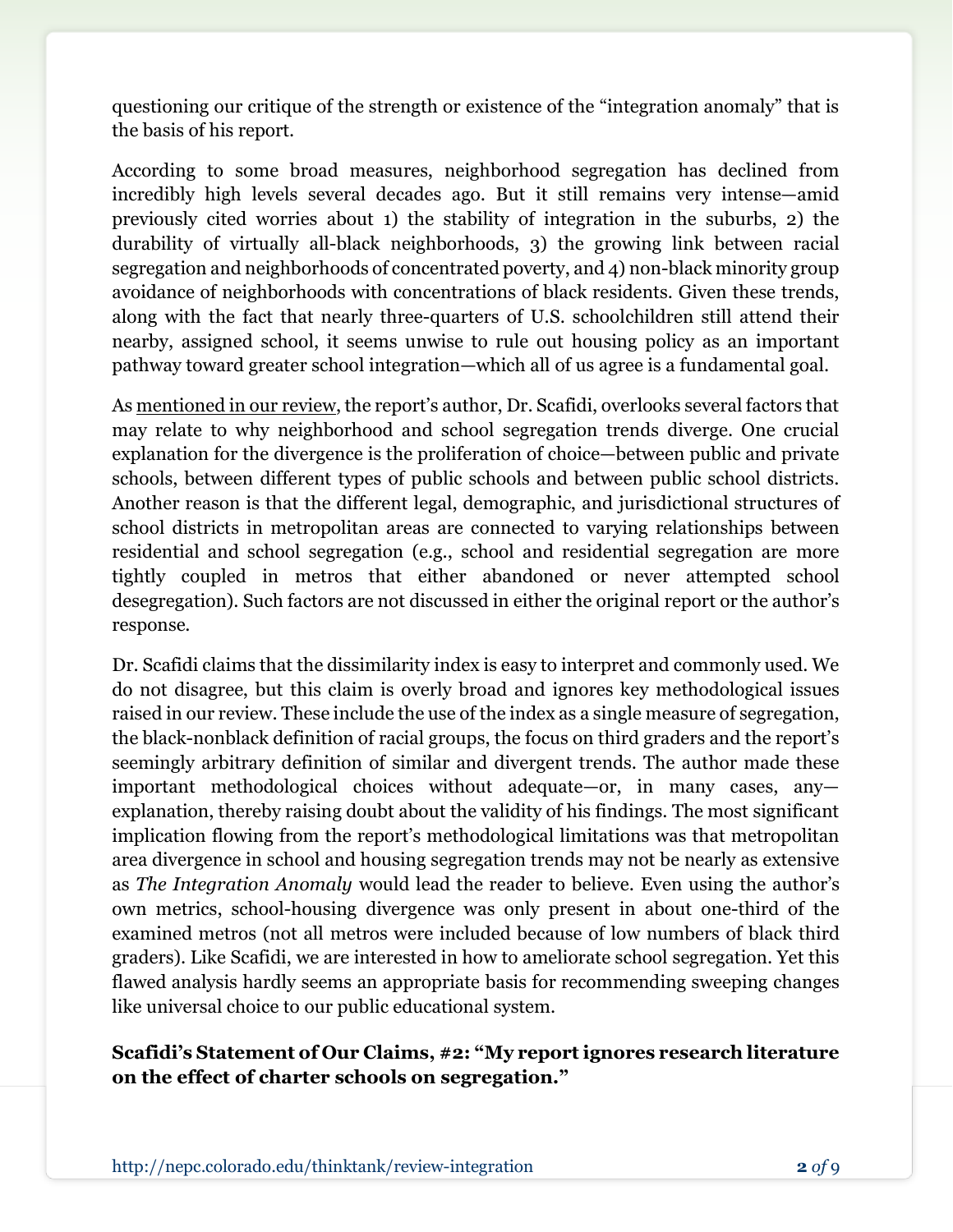questioning our critique of the strength or existence of the "integration anomaly" that is the basis of his report.

According to some broad measures, neighborhood segregation has declined from incredibly high levels several decades ago. But it still remains very intense—amid previously cited worries about 1) the stability of integration in the suburbs, 2) the durability of virtually all-black neighborhoods, 3) the growing link between racial segregation and neighborhoods of concentrated poverty, and 4) non-black minority group avoidance of neighborhoods with concentrations of black residents. Given these trends, along with the fact that nearly three-quarters of U.S. schoolchildren still attend their nearby, assigned school, it seems unwise to rule out housing policy as an important pathway toward greater school integration—which all of us agree is a fundamental goal.

As mentioned in our review, the report's author, Dr. Scafidi, overlooks several factors that may relate to why neighborhood and school segregation trends diverge. One crucial explanation for the divergence is the proliferation of choice—between public and private schools, between different types of public schools and between public school districts. Another reason is that the different legal, demographic, and jurisdictional structures of school districts in metropolitan areas are connected to varying relationships between residential and school segregation (e.g., school and residential segregation are more tightly coupled in metros that either abandoned or never attempted school desegregation). Such factors are not discussed in either the original report or the author's response.

Dr. Scafidi claims that the dissimilarity index is easy to interpret and commonly used. We do not disagree, but this claim is overly broad and ignores key methodological issues raised in our review. These include the use of the index as a single measure of segregation, the black-nonblack definition of racial groups, the focus on third graders and the report's seemingly arbitrary definition of similar and divergent trends. The author made these important methodological choices without adequate—or, in many cases, any—explanation, thereby raising doubt about the validity of his findings. The most significant implication flowing from the report's methodological limitations was that metropolitan area divergence in school and housing segregation trends may not be nearly as extensive as *The Integration Anomaly* would lead the reader to believe. Even using the author's own metrics, school-housing divergence was only present in about one-third of the examined metros (not all metros were included because of low numbers of black third graders). Like Scafidi, we are interested in how to ameliorate school segregation. Yet this flawed analysis hardly seems an appropriate basis for recommending sweeping changes like universal choice to our public educational system.

**Scafidi's Statement of Our Claims, #2: "My report ignores research literature on the effect of charter schools on segregation."**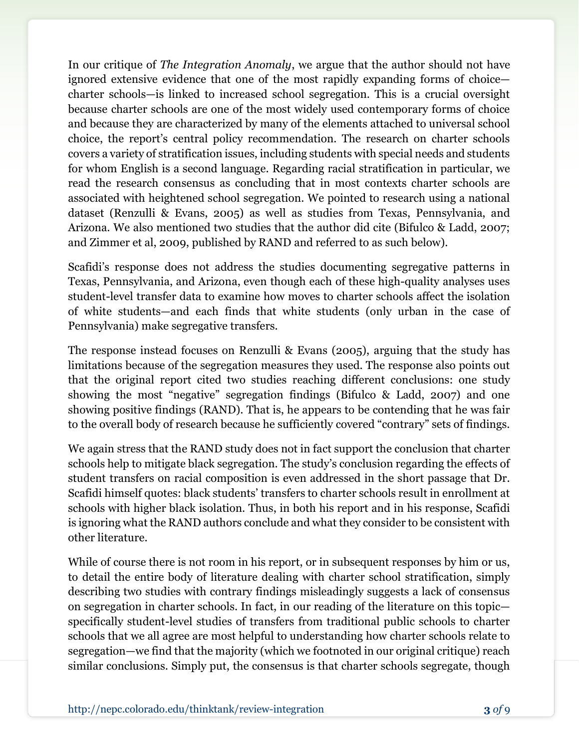In our critique of *The Integration Anomaly*, we argue that the author should not have ignored extensive evidence that one of the most rapidly expanding forms of choice—charter schools—is linked to increased school segregation. This is a crucial oversight because charter schools are one of the most widely used contemporary forms of choice and because they are characterized by many of the elements attached to universal school choice, the report's central policy recommendation. The research on charter schools covers a variety of stratification issues, including students with special needs and students for whom English is a second language. Regarding racial stratification in particular, we read the research consensus as concluding that in most contexts charter schools are associated with heightened school segregation. We pointed to research using a national dataset (Renzulli & Evans, 2005) as well as studies from Texas, Pennsylvania, and Arizona. We also mentioned two studies that the author did cite (Bifulco & Ladd, 2007; and Zimmer et al, 2009, published by RAND and referred to as such below).

Scafidi's response does not address the studies documenting segregative patterns in Texas, Pennsylvania, and Arizona, even though each of these high-quality analyses uses student-level transfer data to examine how moves to charter schools affect the isolation of white students—and each finds that white students (only urban in the case of Pennsylvania) make segregative transfers.

The response instead focuses on Renzulli & Evans (2005), arguing that the study has limitations because of the segregation measures they used. The response also points out that the original report cited two studies reaching different conclusions: one study showing the most "negative" segregation findings (Bifulco & Ladd, 2007) and one showing positive findings (RAND). That is, he appears to be contending that he was fair to the overall body of research because he sufficiently covered "contrary" sets of findings.

We again stress that the RAND study does not in fact support the conclusion that charter schools help to mitigate black segregation. The study's conclusion regarding the effects of student transfers on racial composition is even addressed in the short passage that Dr. Scafidi himself quotes: black students' transfers to charter schools result in enrollment at schools with higher black isolation. Thus, in both his report and in his response, Scafidi is ignoring what the RAND authors conclude and what they consider to be consistent with other literature.

While of course there is not room in his report, or in subsequent responses by him or us, to detail the entire body of literature dealing with charter school stratification, simply describing two studies with contrary findings misleadingly suggests a lack of consensus on segregation in charter schools. In fact, in our reading of the literature on this topic—specifically student-level studies of transfers from traditional public schools to charter schools that we all agree are most helpful to understanding how charter schools relate to segregation—we find that the majority (which we footnoted in our original critique) reach similar conclusions. Simply put, the consensus is that charter schools segregate, though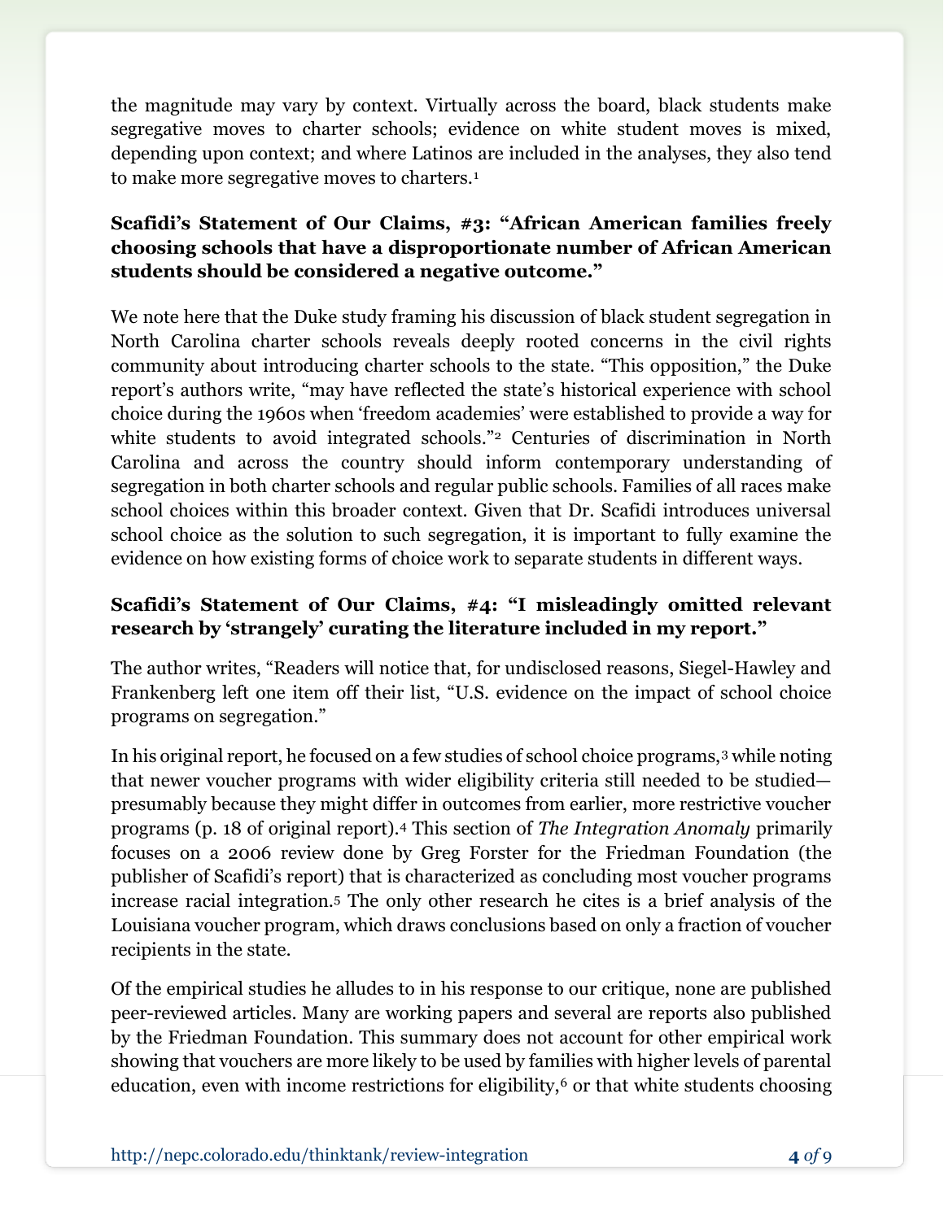the magnitude may vary by context. Virtually across the board, black students make segregative moves to charter schools; evidence on white student moves is mixed, depending upon context; and where Latinos are included in the analyses, they also tend to make more segregative moves to charters.[1]

**Scafidi's Statement of Our Claims, #3: "African American families freely choosing schools that have a disproportionate number of African American students should be considered a negative outcome."**

We note here that the Duke study framing his discussion of black student segregation in North Carolina charter schools reveals deeply rooted concerns in the civil rights community about introducing charter schools to the state. "This opposition," the Duke report's authors write, "may have reflected the state's historical experience with school choice during the 1960s when 'freedom academies' were established to provide a way for white students to avoid integrated schools."[2] Centuries of discrimination in North Carolina and across the country should inform contemporary understanding of segregation in both charter schools and regular public schools. Families of all races make school choices within this broader context. Given that Dr. Scafidi introduces universal school choice as the solution to such segregation, it is important to fully examine the evidence on how existing forms of choice work to separate students in different ways.

**Scafidi's Statement of Our Claims, #4: "I misleadingly omitted relevant research by 'strangely' curating the literature included in my report."**

The author writes, "Readers will notice that, for undisclosed reasons, Siegel-Hawley and Frankenberg left one item off their list, "U.S. evidence on the impact of school choice programs on segregation."

In his original report, he focused on a few studies of school choice programs,[3] while noting that newer voucher programs with wider eligibility criteria still needed to be studied—presumably because they might differ in outcomes from earlier, more restrictive voucher programs (p. 18 of original report).[4] This section of *The Integration Anomaly* primarily focuses on a 2006 review done by Greg Forster for the Friedman Foundation (the publisher of Scafidi's report) that is characterized as concluding most voucher programs increase racial integration.[5] The only other research he cites is a brief analysis of the Louisiana voucher program, which draws conclusions based on only a fraction of voucher recipients in the state.

Of the empirical studies he alludes to in his response to our critique, none are published peer-reviewed articles. Many are working papers and several are reports also published by the Friedman Foundation. This summary does not account for other empirical work showing that vouchers are more likely to be used by families with higher levels of parental education, even with income restrictions for eligibility,[6] or that white students choosing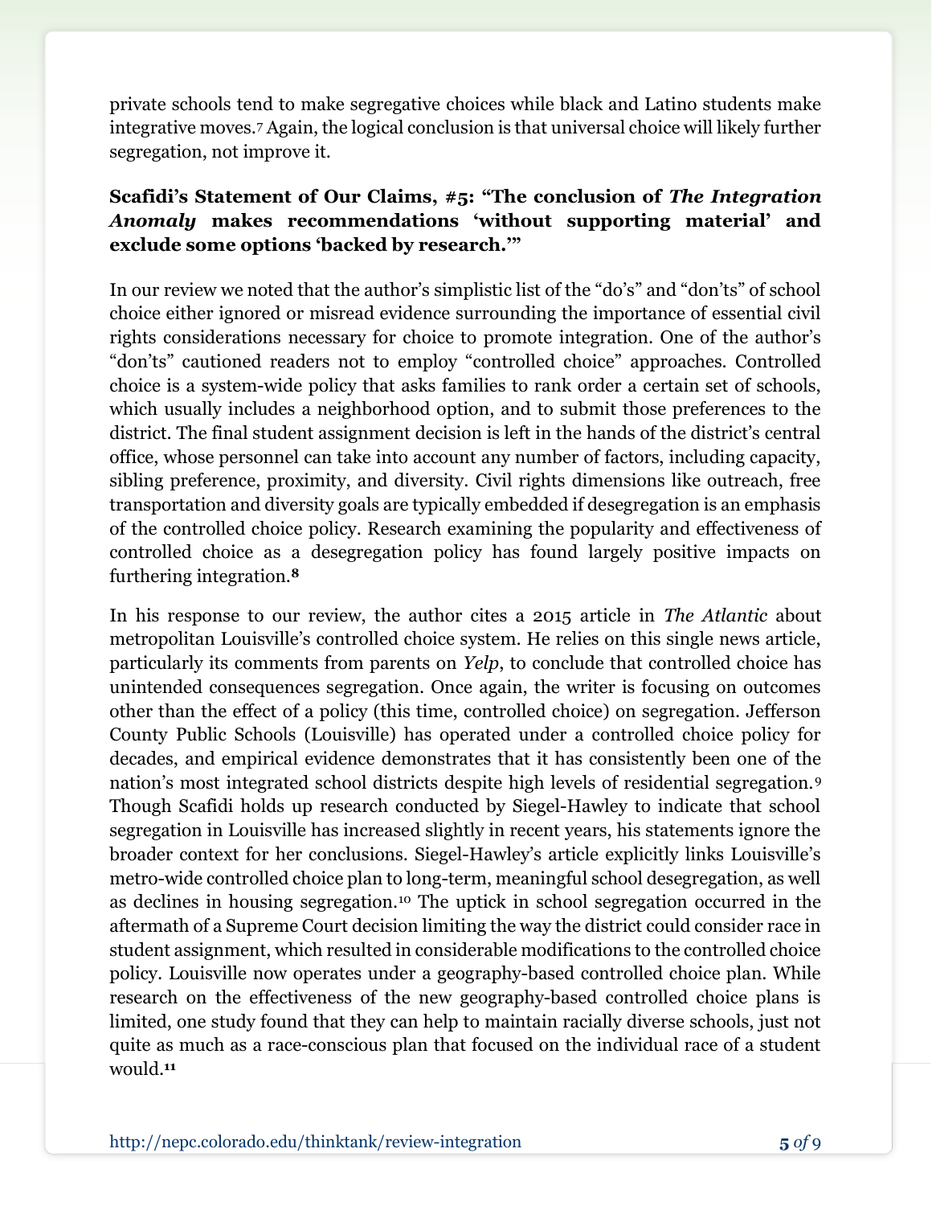private schools tend to make segregative choices while black and Latino students make integrative moves.[7] Again, the logical conclusion is that universal choice will likely further segregation, not improve it.

**Scafidi's Statement of Our Claims, #5: "The conclusion of *The Integration Anomaly* makes recommendations 'without supporting material' and exclude some options 'backed by research.'"**

In our review we noted that the author's simplistic list of the "do's" and "don'ts" of school choice either ignored or misread evidence surrounding the importance of essential civil rights considerations necessary for choice to promote integration. One of the author's "don'ts" cautioned readers not to employ "controlled choice" approaches. Controlled choice is a system-wide policy that asks families to rank order a certain set of schools, which usually includes a neighborhood option, and to submit those preferences to the district. The final student assignment decision is left in the hands of the district's central office, whose personnel can take into account any number of factors, including capacity, sibling preference, proximity, and diversity. Civil rights dimensions like outreach, free transportation and diversity goals are typically embedded if desegregation is an emphasis of the controlled choice policy. Research examining the popularity and effectiveness of controlled choice as a desegregation policy has found largely positive impacts on furthering integration.[8]

In his response to our review, the author cites a 2015 article in *The Atlantic* about metropolitan Louisville's controlled choice system. He relies on this single news article, particularly its comments from parents on *Yelp*, to conclude that controlled choice has unintended consequences segregation. Once again, the writer is focusing on outcomes other than the effect of a policy (this time, controlled choice) on segregation. Jefferson County Public Schools (Louisville) has operated under a controlled choice policy for decades, and empirical evidence demonstrates that it has consistently been one of the nation's most integrated school districts despite high levels of residential segregation.[9] Though Scafidi holds up research conducted by Siegel-Hawley to indicate that school segregation in Louisville has increased slightly in recent years, his statements ignore the broader context for her conclusions. Siegel-Hawley's article explicitly links Louisville's metro-wide controlled choice plan to long-term, meaningful school desegregation, as well as declines in housing segregation.[10] The uptick in school segregation occurred in the aftermath of a Supreme Court decision limiting the way the district could consider race in student assignment, which resulted in considerable modifications to the controlled choice policy. Louisville now operates under a geography-based controlled choice plan. While research on the effectiveness of the new geography-based controlled choice plans is limited, one study found that they can help to maintain racially diverse schools, just not quite as much as a race-conscious plan that focused on the individual race of a student would.[11]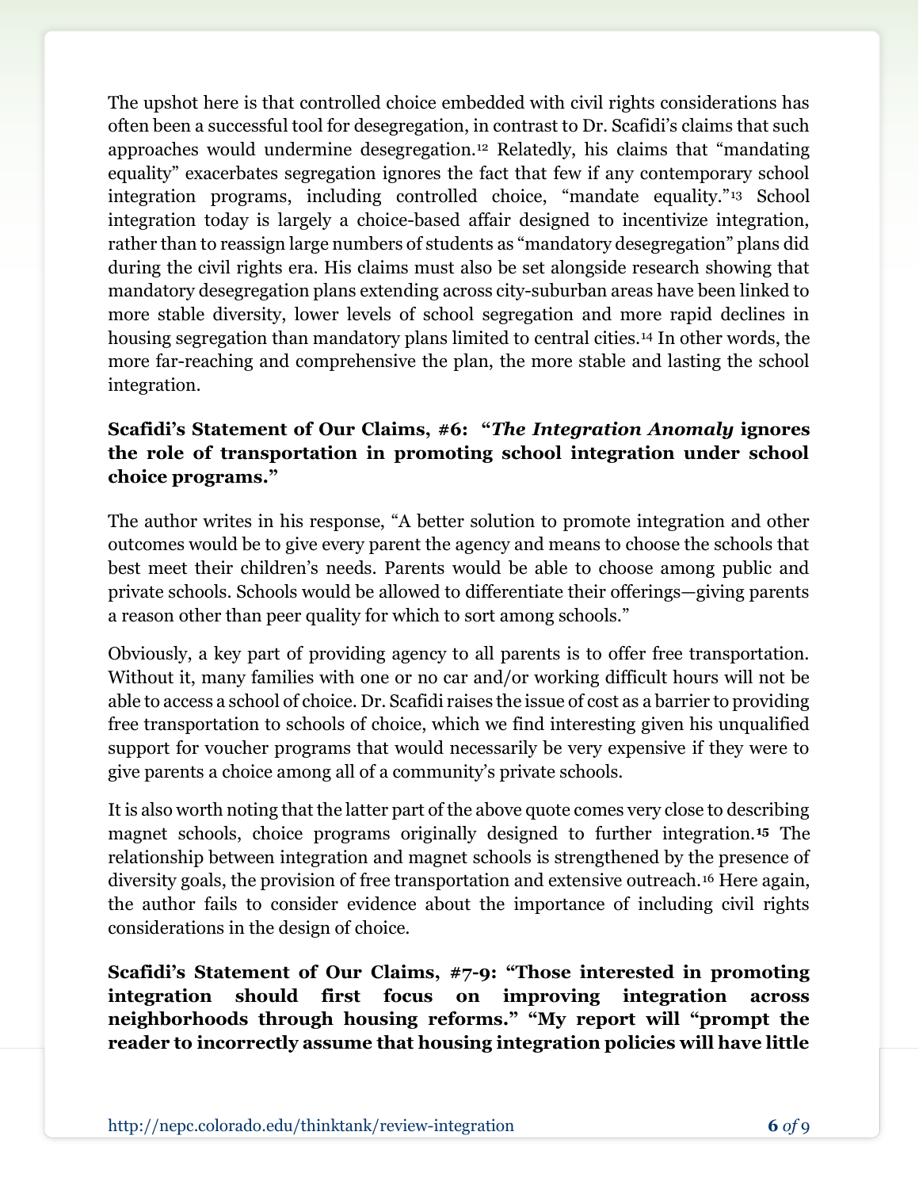The upshot here is that controlled choice embedded with civil rights considerations has often been a successful tool for desegregation, in contrast to Dr. Scafidi's claims that such approaches would undermine desegregation.[12] Relatedly, his claims that "mandating equality" exacerbates segregation ignores the fact that few if any contemporary school integration programs, including controlled choice, "mandate equality."[13] School integration today is largely a choice-based affair designed to incentivize integration, rather than to reassign large numbers of students as "mandatory desegregation" plans did during the civil rights era. His claims must also be set alongside research showing that mandatory desegregation plans extending across city-suburban areas have been linked to more stable diversity, lower levels of school segregation and more rapid declines in housing segregation than mandatory plans limited to central cities.[14] In other words, the more far-reaching and comprehensive the plan, the more stable and lasting the school integration.

**Scafidi's Statement of Our Claims, #6: "*The Integration Anomaly* ignores the role of transportation in promoting school integration under school choice programs."**

The author writes in his response, "A better solution to promote integration and other outcomes would be to give every parent the agency and means to choose the schools that best meet their children's needs. Parents would be able to choose among public and private schools. Schools would be allowed to differentiate their offerings—giving parents a reason other than peer quality for which to sort among schools."

Obviously, a key part of providing agency to all parents is to offer free transportation. Without it, many families with one or no car and/or working difficult hours will not be able to access a school of choice. Dr. Scafidi raises the issue of cost as a barrier to providing free transportation to schools of choice, which we find interesting given his unqualified support for voucher programs that would necessarily be very expensive if they were to give parents a choice among all of a community's private schools.

It is also worth noting that the latter part of the above quote comes very close to describing magnet schools, choice programs originally designed to further integration.[15] The relationship between integration and magnet schools is strengthened by the presence of diversity goals, the provision of free transportation and extensive outreach.[16] Here again, the author fails to consider evidence about the importance of including civil rights considerations in the design of choice.

**Scafidi's Statement of Our Claims, #7-9: "Those interested in promoting integration should first focus on improving integration across neighborhoods through housing reforms." "My report will "prompt the reader to incorrectly assume that housing integration policies will have little**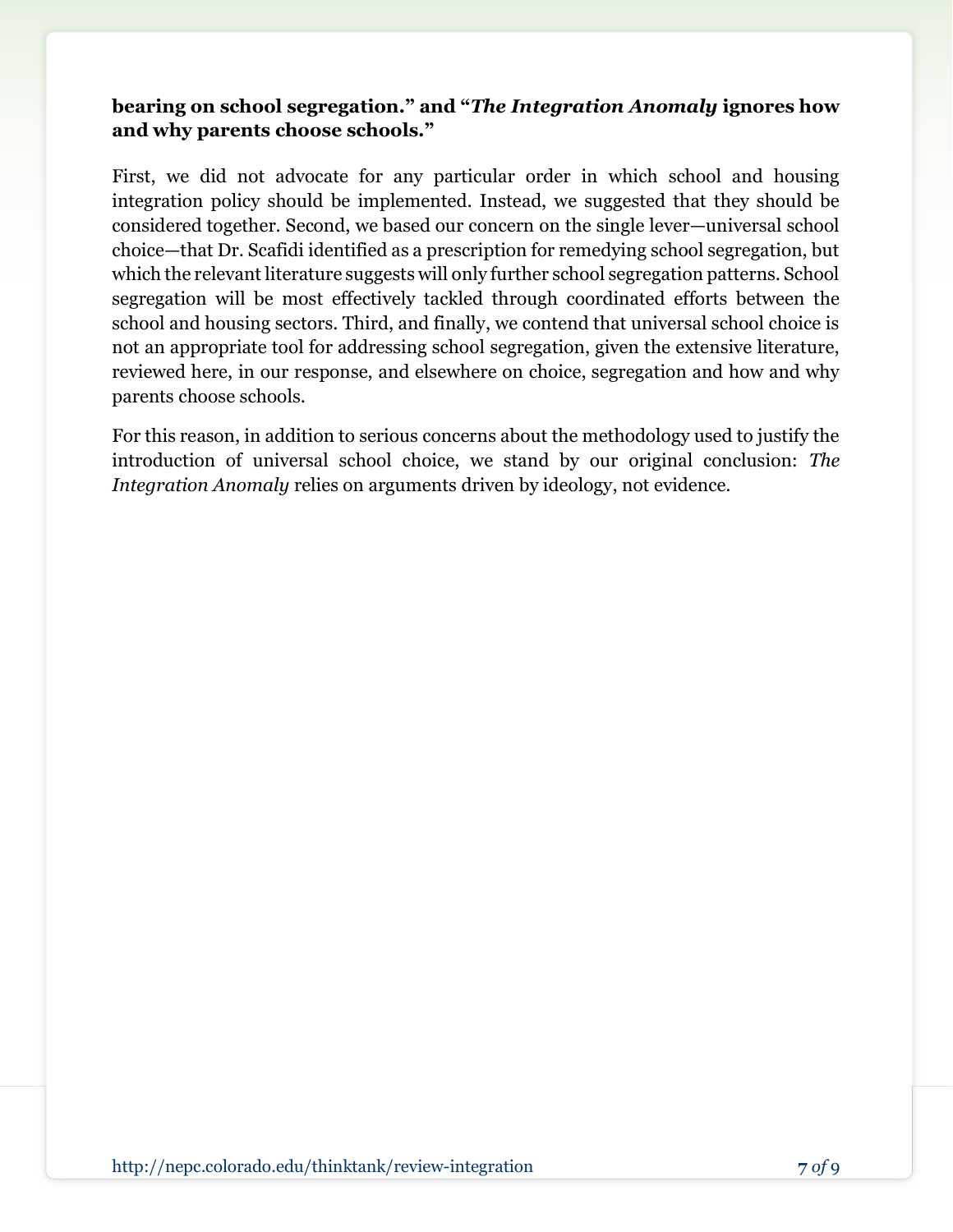**bearing on school segregation." and "*The Integration Anomaly* ignores how and why parents choose schools."**

First, we did not advocate for any particular order in which school and housing integration policy should be implemented. Instead, we suggested that they should be considered together. Second, we based our concern on the single lever—universal school choice—that Dr. Scafidi identified as a prescription for remedying school segregation, but which the relevant literature suggests will only further school segregation patterns. School segregation will be most effectively tackled through coordinated efforts between the school and housing sectors. Third, and finally, we contend that universal school choice is not an appropriate tool for addressing school segregation, given the extensive literature, reviewed here, in our response, and elsewhere on choice, segregation and how and why parents choose schools.

For this reason, in addition to serious concerns about the methodology used to justify the introduction of universal school choice, we stand by our original conclusion: *The Integration Anomaly* relies on arguments driven by ideology, not evidence.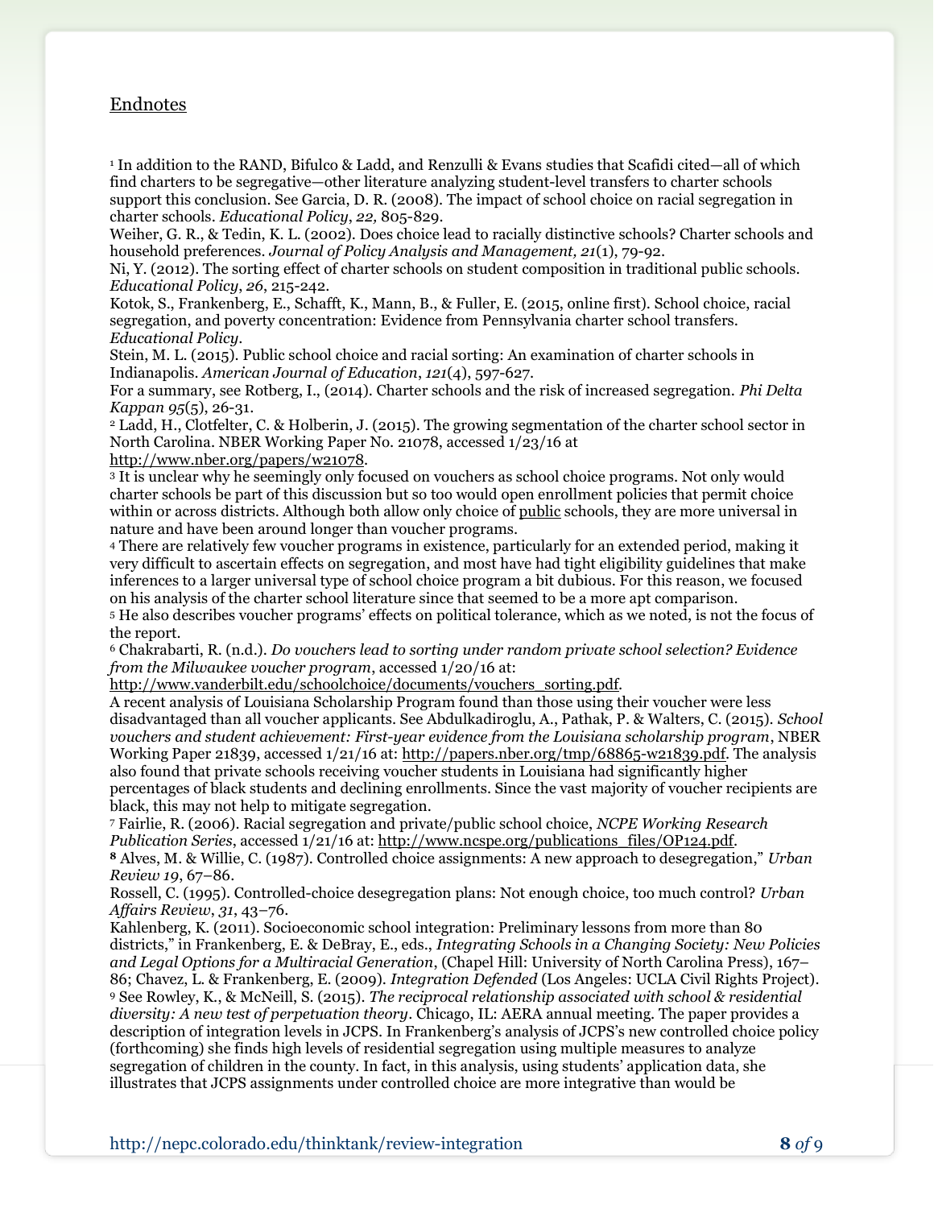Endnotes

[1] In addition to the RAND, Bifulco & Ladd, and Renzulli & Evans studies that Scafidi cited—all of which find charters to be segregative—other literature analyzing student-level transfers to charter schools support this conclusion. See Garcia, D. R. (2008). The impact of school choice on racial segregation in charter schools. *Educational Policy, 22,* 805-829.

Weiher, G. R., & Tedin, K. L. (2002). Does choice lead to racially distinctive schools? Charter schools and household preferences. *Journal of Policy Analysis and Management, 21*(1), 79-92.

Ni, Y. (2012). The sorting effect of charter schools on student composition in traditional public schools. *Educational Policy*, *26*, 215-242.

Kotok, S., Frankenberg, E., Schafft, K., Mann, B., & Fuller, E. (2015, online first). School choice, racial segregation, and poverty concentration: Evidence from Pennsylvania charter school transfers. *Educational Policy*.

Stein, M. L. (2015). Public school choice and racial sorting: An examination of charter schools in Indianapolis. *American Journal of Education*, *121*(4), 597-627.

For a summary, see Rotberg, I., (2014). Charter schools and the risk of increased segregation. *Phi Delta Kappan 95*(5), 26-31.

[2] Ladd, H., Clotfelter, C. & Holberin, J. (2015). The growing segmentation of the charter school sector in North Carolina. NBER Working Paper No. 21078, accessed 1/23/16 at http://www.nber.org/papers/w21078.

[3] It is unclear why he seemingly only focused on vouchers as school choice programs. Not only would charter schools be part of this discussion but so too would open enrollment policies that permit choice within or across districts. Although both allow only choice of public schools, they are more universal in nature and have been around longer than voucher programs.

[4] There are relatively few voucher programs in existence, particularly for an extended period, making it very difficult to ascertain effects on segregation, and most have had tight eligibility guidelines that make inferences to a larger universal type of school choice program a bit dubious. For this reason, we focused on his analysis of the charter school literature since that seemed to be a more apt comparison.

[5] He also describes voucher programs' effects on political tolerance, which as we noted, is not the focus of the report.

[6] Chakrabarti, R. (n.d.). *Do vouchers lead to sorting under random private school selection? Evidence from the Milwaukee voucher program*, accessed 1/20/16 at: http://www.vanderbilt.edu/schoolchoice/documents/vouchers_sorting.pdf.

A recent analysis of Louisiana Scholarship Program found than those using their voucher were less disadvantaged than all voucher applicants. See Abdulkadiroglu, A., Pathak, P. & Walters, C. (2015). *School vouchers and student achievement: First-year evidence from the Louisiana scholarship program*, NBER Working Paper 21839, accessed 1/21/16 at: http://papers.nber.org/tmp/68865-w21839.pdf. The analysis also found that private schools receiving voucher students in Louisiana had significantly higher percentages of black students and declining enrollments. Since the vast majority of voucher recipients are black, this may not help to mitigate segregation.

[7] Fairlie, R. (2006). Racial segregation and private/public school choice, *NCPE Working Research Publication Series*, accessed 1/21/16 at: http://www.ncspe.org/publications_files/OP124.pdf.

[8] Alves, M. & Willie, C. (1987). Controlled choice assignments: A new approach to desegregation," *Urban Review 19*, 67–86.

Rossell, C. (1995). Controlled-choice desegregation plans: Not enough choice, too much control? *Urban Affairs Review*, *31*, 43–76.

Kahlenberg, K. (2011). Socioeconomic school integration: Preliminary lessons from more than 80 districts," in Frankenberg, E. & DeBray, E., eds., *Integrating Schools in a Changing Society: New Policies and Legal Options for a Multiracial Generation*, (Chapel Hill: University of North Carolina Press), 167–86; Chavez, L. & Frankenberg, E. (2009). *Integration Defended* (Los Angeles: UCLA Civil Rights Project).

[9] See Rowley, K., & McNeill, S. (2015). *The reciprocal relationship associated with school & residential diversity: A new test of perpetuation theory*. Chicago, IL: AERA annual meeting. The paper provides a description of integration levels in JCPS. In Frankenberg's analysis of JCPS's new controlled choice policy (forthcoming) she finds high levels of residential segregation using multiple measures to analyze segregation of children in the county. In fact, in this analysis, using students' application data, she illustrates that JCPS assignments under controlled choice are more integrative than would be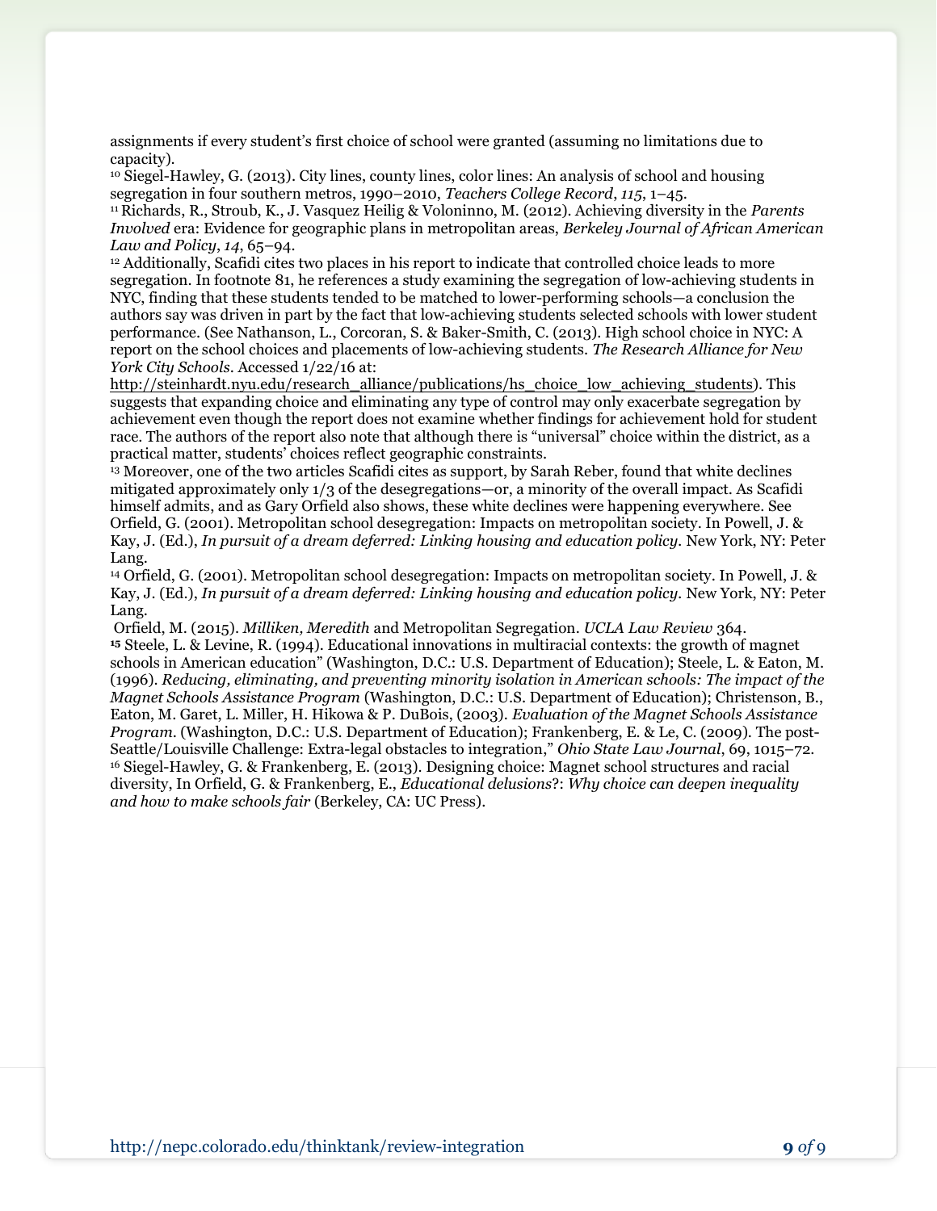assignments if every student's first choice of school were granted (assuming no limitations due to capacity).

[10] Siegel-Hawley, G. (2013). City lines, county lines, color lines: An analysis of school and housing segregation in four southern metros, 1990–2010, *Teachers College Record*, *115*, 1–45.

[11] Richards, R., Stroub, K., J. Vasquez Heilig & Voloninno, M. (2012). Achieving diversity in the *Parents Involved* era: Evidence for geographic plans in metropolitan areas, *Berkeley Journal of African American Law and Policy*, *14*, 65–94.

[12] Additionally, Scafidi cites two places in his report to indicate that controlled choice leads to more segregation. In footnote 81, he references a study examining the segregation of low-achieving students in NYC, finding that these students tended to be matched to lower-performing schools—a conclusion the authors say was driven in part by the fact that low-achieving students selected schools with lower student performance. (See Nathanson, L., Corcoran, S. & Baker-Smith, C. (2013). High school choice in NYC: A report on the school choices and placements of low-achieving students. *The Research Alliance for New York City Schools*. Accessed 1/22/16 at: http://steinhardt.nyu.edu/research_alliance/publications/hs_choice_low_achieving_students). This suggests that expanding choice and eliminating any type of control may only exacerbate segregation by achievement even though the report does not examine whether findings for achievement hold for student race. The authors of the report also note that although there is "universal" choice within the district, as a practical matter, students' choices reflect geographic constraints.

[13] Moreover, one of the two articles Scafidi cites as support, by Sarah Reber, found that white declines mitigated approximately only 1/3 of the desegregations—or, a minority of the overall impact. As Scafidi himself admits, and as Gary Orfield also shows, these white declines were happening everywhere. See Orfield, G. (2001). Metropolitan school desegregation: Impacts on metropolitan society. In Powell, J. & Kay, J. (Ed.), *In pursuit of a dream deferred: Linking housing and education policy.* New York, NY: Peter Lang.

[14] Orfield, G. (2001). Metropolitan school desegregation: Impacts on metropolitan society. In Powell, J. & Kay, J. (Ed.), *In pursuit of a dream deferred: Linking housing and education policy.* New York, NY: Peter Lang.

Orfield, M. (2015). *Milliken, Meredith* and Metropolitan Segregation. *UCLA Law Review* 364.

[15] Steele, L. & Levine, R. (1994). Educational innovations in multiracial contexts: the growth of magnet schools in American education" (Washington, D.C.: U.S. Department of Education); Steele, L. & Eaton, M. (1996). *Reducing, eliminating, and preventing minority isolation in American schools: The impact of the Magnet Schools Assistance Program* (Washington, D.C.: U.S. Department of Education); Christenson, B., Eaton, M. Garet, L. Miller, H. Hikowa & P. DuBois, (2003). *Evaluation of the Magnet Schools Assistance Program.* (Washington, D.C.: U.S. Department of Education); Frankenberg, E. & Le, C. (2009). The post-Seattle/Louisville Challenge: Extra-legal obstacles to integration," *Ohio State Law Journal*, 69, 1015–72.

[16] Siegel-Hawley, G. & Frankenberg, E. (2013). Designing choice: Magnet school structures and racial diversity, In Orfield, G. & Frankenberg, E., *Educational delusions*?: *Why choice can deepen inequality and how to make schools fair* (Berkeley, CA: UC Press).